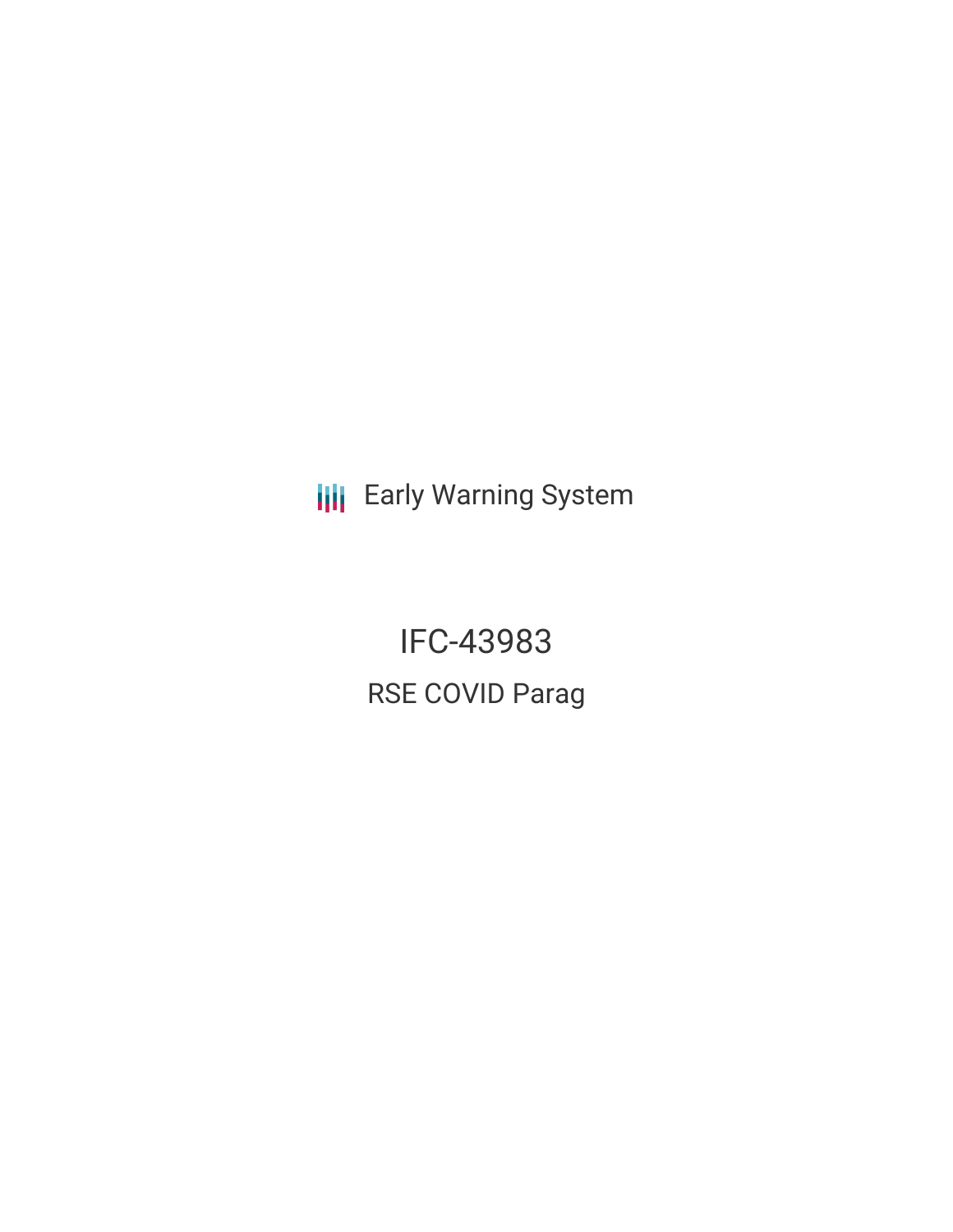Early Warning System

# IFC-43983

## RSE COVID Parag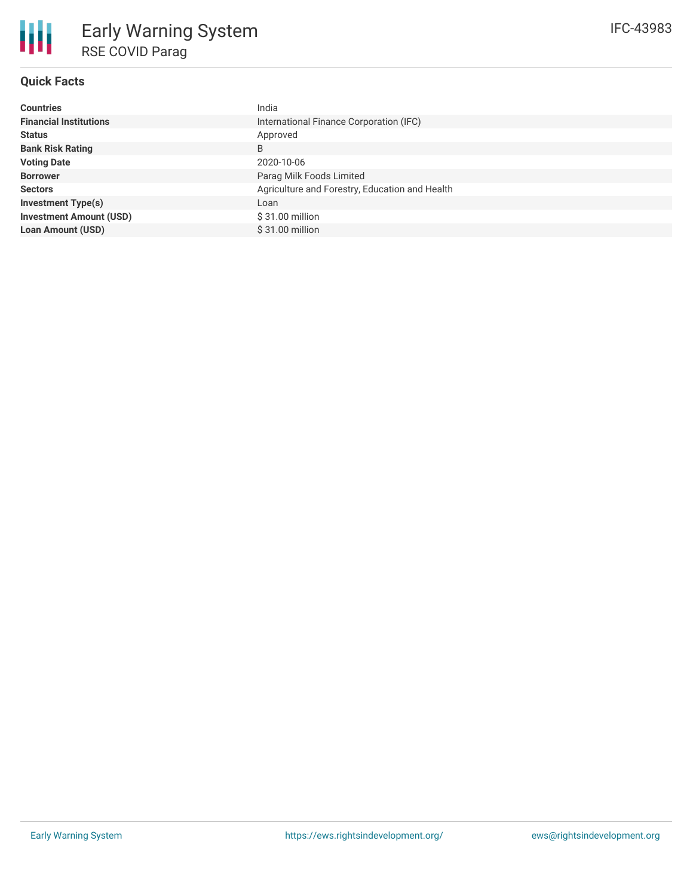# Early Warning System

## RSE COVID Parag

IFC-43983

### Quick Facts

| | |
|---|---|
| **Countries** | India |
| **Financial Institutions** | International Finance Corporation (IFC) |
| **Status** | Approved |
| **Bank Risk Rating** | B |
| **Voting Date** | 2020-10-06 |
| **Borrower** | Parag Milk Foods Limited |
| **Sectors** | Agriculture and Forestry, Education and Health |
| **Investment Type(s)** | Loan |
| **Investment Amount (USD)** | $ 31.00 million |
| **Loan Amount (USD)** | $ 31.00 million |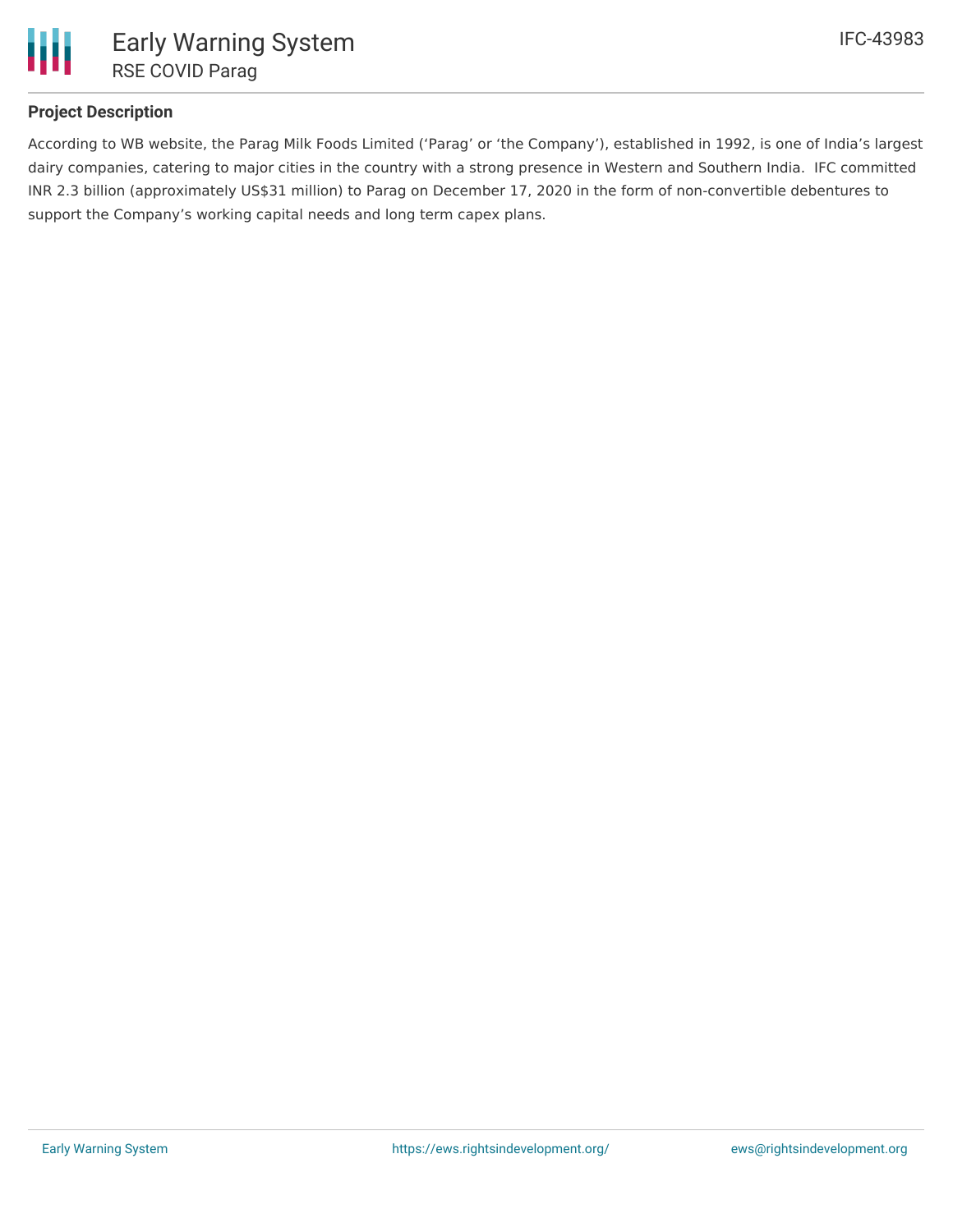## Project Description

According to WB website, the Parag Milk Foods Limited ('Parag' or 'the Company'), established in 1992, is one of India's largest dairy companies, catering to major cities in the country with a strong presence in Western and Southern India. IFC committed INR 2.3 billion (approximately US$31 million) to Parag on December 17, 2020 in the form of non-convertible debentures to support the Company's working capital needs and long term capex plans.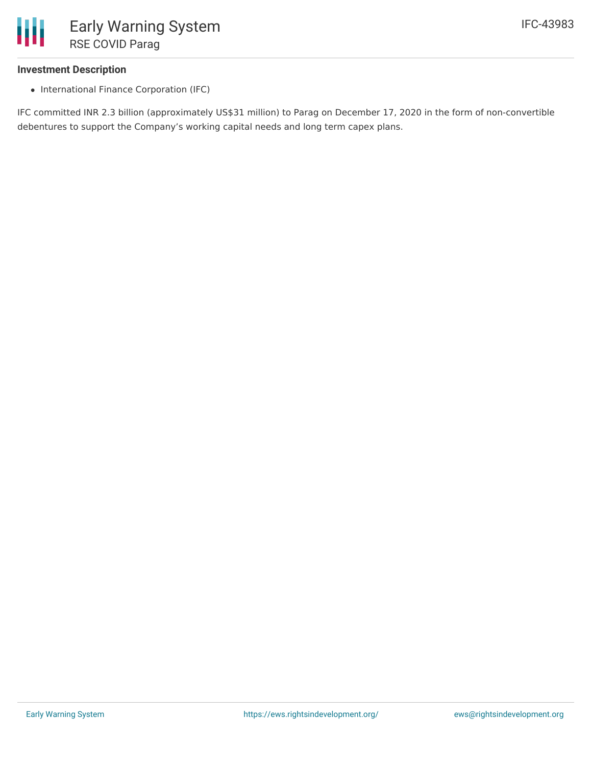### Investment Description

- International Finance Corporation (IFC)

IFC committed INR 2.3 billion (approximately US$31 million) to Parag on December 17, 2020 in the form of non-convertible debentures to support the Company's working capital needs and long term capex plans.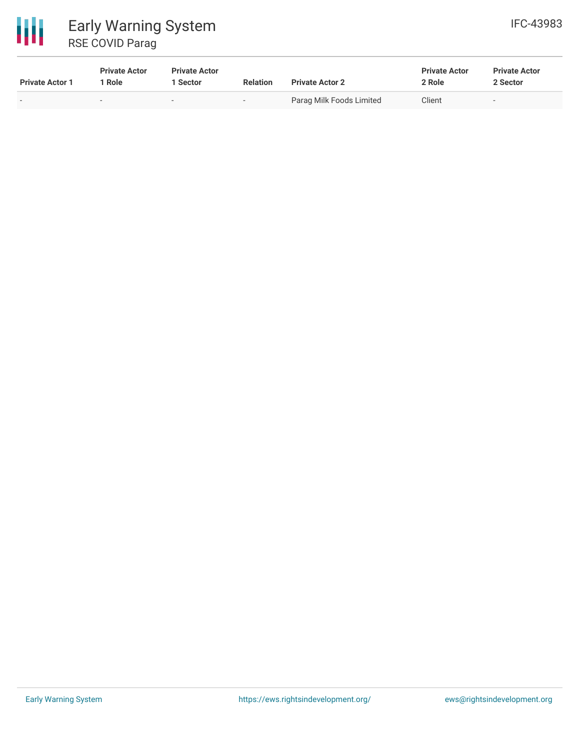| Private Actor 1 | Private Actor 1 Role | Private Actor 1 Sector | Relation | Private Actor 2 | Private Actor 2 Role | Private Actor 2 Sector |
|---|---|---|---|---|---|---|
| - | - | - | - | Parag Milk Foods Limited | Client | - |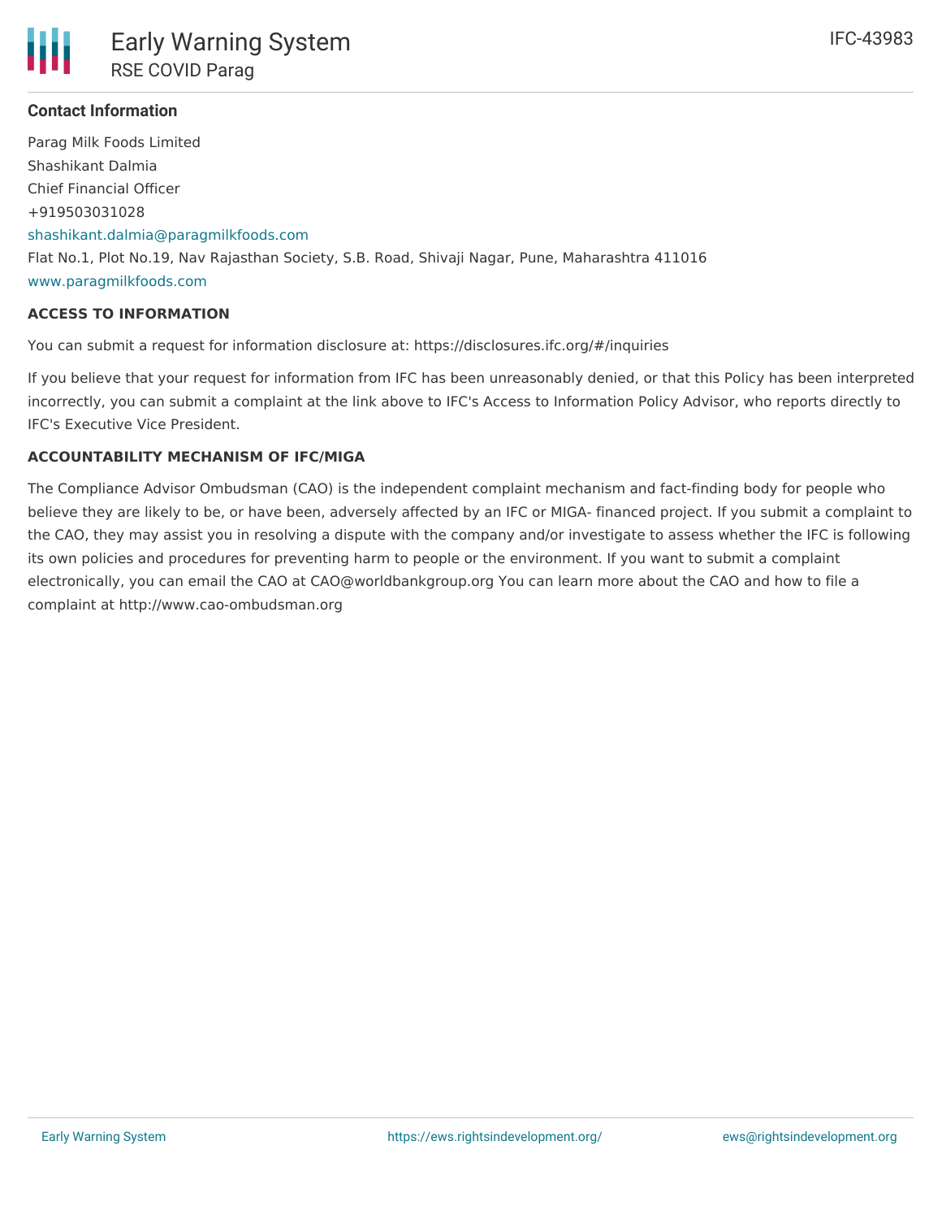### Contact Information

Parag Milk Foods Limited

Shashikant Dalmia

Chief Financial Officer

+919503031028

shashikant.dalmia@paragmilkfoods.com

Flat No.1, Plot No.19, Nav Rajasthan Society, S.B. Road, Shivaji Nagar, Pune, Maharashtra 411016

www.paragmilkfoods.com

#### ACCESS TO INFORMATION

You can submit a request for information disclosure at: https://disclosures.ifc.org/#/inquiries

If you believe that your request for information from IFC has been unreasonably denied, or that this Policy has been interpreted incorrectly, you can submit a complaint at the link above to IFC's Access to Information Policy Advisor, who reports directly to IFC's Executive Vice President.

#### ACCOUNTABILITY MECHANISM OF IFC/MIGA

The Compliance Advisor Ombudsman (CAO) is the independent complaint mechanism and fact-finding body for people who believe they are likely to be, or have been, adversely affected by an IFC or MIGA- financed project. If you submit a complaint to the CAO, they may assist you in resolving a dispute with the company and/or investigate to assess whether the IFC is following its own policies and procedures for preventing harm to people or the environment. If you want to submit a complaint electronically, you can email the CAO at CAO@worldbankgroup.org You can learn more about the CAO and how to file a complaint at http://www.cao-ombudsman.org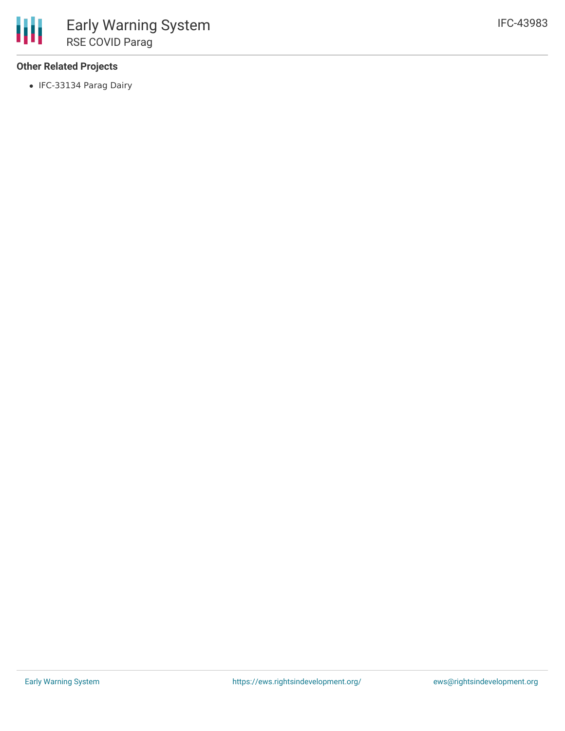**Other Related Projects**

- IFC-33134 Parag Dairy